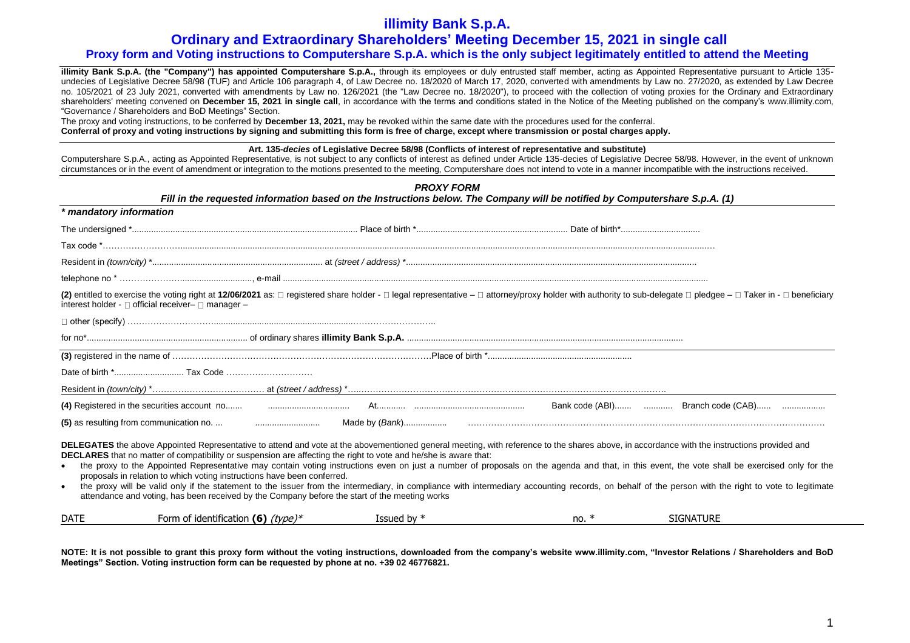# illimity Bank S.p.A.

## Ordinary and Extraordinary Shareholders' Meeting December 15, 2021 in single call

### Proxy form and Voting instructions to Computershare S.p.A. which is the only subject legitimately entitled to attend the Meeting

**illimity Bank S.p.A. (the "Company") has appointed Computershare S.p.A.,** through its employees or duly entrusted staff member, acting as Appointed Representative pursuant to Article 135-undecies of Legislative Decree 58/98 (TUF) and Article 106 paragraph 4, of Law Decree no. 18/2020 of March 17, 2020, converted with amendments by Law no. 27/2020, as extended by Law Decree no. 105/2021 of 23 July 2021, converted with amendments by Law no. 126/2021 (the "Law Decree no. 18/2020"), to proceed with the collection of voting proxies for the Ordinary and Extraordinary shareholders' meeting convened on **December 15, 2021 in single call**, in accordance with the terms and conditions stated in the Notice of the Meeting published on the company's www.illimity.com, "Governance / Shareholders and BoD Meetings" Section.

The proxy and voting instructions, to be conferred by **December 13, 2021,** may be revoked within the same date with the procedures used for the conferral.

**Conferral of proxy and voting instructions by signing and submitting this form is free of charge, except where transmission or postal charges apply.**

**Art. 135-*decies* of Legislative Decree 58/98 (Conflicts of interest of representative and substitute)**

Computershare S.p.A., acting as Appointed Representative, is not subject to any conflicts of interest as defined under Article 135-decies of Legislative Decree 58/98. However, in the event of unknown circumstances or in the event of amendment or integration to the motions presented to the meeting, Computershare does not intend to vote in a manner incompatible with the instructions received.

***PROXY FORM***

***Fill in the requested information based on the Instructions below. The Company will be notified by Computershare S.p.A. (1)***

***\* mandatory information***

The undersigned \*............................................................................................ Place of birth \*.............................................................. Date of birth\*.................................

Tax code \*……………………...........................................................................................................................................................................................................

Resident in *(town/city)* \*...................................................................... at *(street / address)* \*......................................................................................................................

telephone no \* …………………............................., e-mail ...................................................................................................................................................................

**(2)** entitled to exercise the voting right at **12/06/2021** as: □ registered share holder - □ legal representative – □ attorney/proxy holder with authority to sub-delegate □ pledgee – □ Taker in - □ beneficiary interest holder - □ official receiver– □ manager –

□ other (specify) …………………………........................................................…………………….

for no\*.................................................................. of ordinary shares **illimity Bank S.p.A.** ..................................................................................................................................

**(3)** registered in the name of …………………………………………………………………………….Place of birth \*..........................................................

Date of birth \*............................ Tax Code …………………………

Resident in *(town/city)* \*………………………………… at *(street / address)* \*…..…………………………………………………………………………………………….

**(4)** Registered in the securities account no....... ................................. At........... ............................................ Bank code (ABI)....... ........... Branch code (CAB)...... .................

**(5)** as resulting from communication no. ... .......................... Made by (*Bank*).................. …………………………………………………………………………………………………………

**DELEGATES** the above Appointed Representative to attend and vote at the abovementioned general meeting, with reference to the shares above, in accordance with the instructions provided and **DECLARES** that no matter of compatibility or suspension are affecting the right to vote and he/she is aware that:

- the proxy to the Appointed Representative may contain voting instructions even on just a number of proposals on the agenda and that, in this event, the vote shall be exercised only for the proposals in relation to which voting instructions have been conferred.
- the proxy will be valid only if the statement to the issuer from the intermediary, in compliance with intermediary accounting records, on behalf of the person with the right to vote to legitimate attendance and voting, has been received by the Company before the start of the meeting works

| DATE | Form of identification **(6)** *(type)*\* | Issued by \* | no. \* | SIGNATURE |
|---|---|---|---|---|

**NOTE: It is not possible to grant this proxy form without the voting instructions, downloaded from the company's website www.illimity.com, "Investor Relations / Shareholders and BoD Meetings" Section. Voting instruction form can be requested by phone at no. +39 02 46776821.**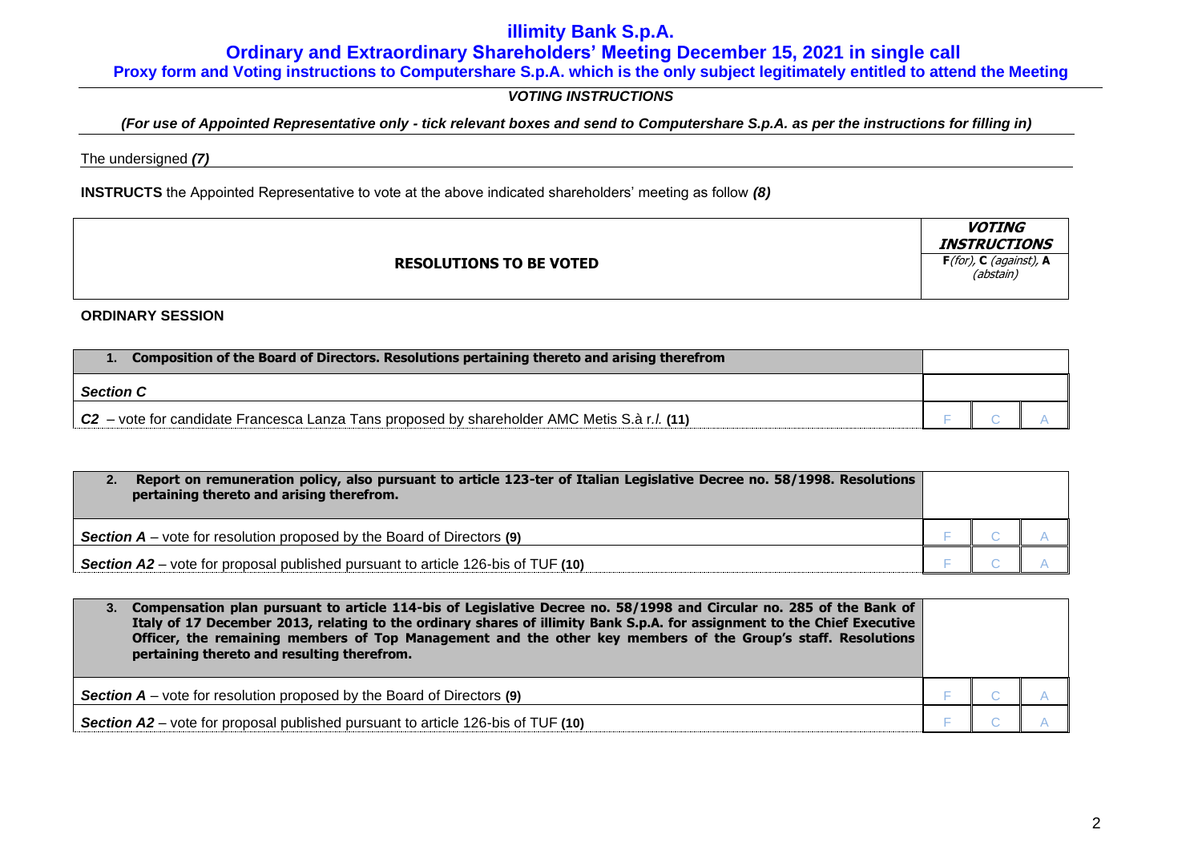# illimity Bank S.p.A.

## Ordinary and Extraordinary Shareholders' Meeting December 15, 2021 in single call

### Proxy form and Voting instructions to Computershare S.p.A. which is the only subject legitimately entitled to attend the Meeting

***VOTING INSTRUCTIONS***

***(For use of Appointed Representative only - tick relevant boxes and send to Computershare S.p.A. as per the instructions for filling in)***

The undersigned ***(7)***

**INSTRUCTS** the Appointed Representative to vote at the above indicated shareholders' meeting as follow ***(8)***

| RESOLUTIONS TO BE VOTED | VOTING INSTRUCTIONS F *(for)*, C *(against)*, A *(abstain)* | | |
|---|---|---|---|

**ORDINARY SESSION**

| **1. Composition of the Board of Directors. Resolutions pertaining thereto and arising therefrom** | | | |
|---|---|---|---|
| ***Section C*** | | | |
| ***C2*** – vote for candidate Francesca Lanza Tans proposed by shareholder AMC Metis S.à r.*l.* **(11)** | F | C | A |

| **2. Report on remuneration policy, also pursuant to article 123-ter of Italian Legislative Decree no. 58/1998. Resolutions pertaining thereto and arising therefrom.** | | | |
|---|---|---|---|
| ***Section A*** – vote for resolution proposed by the Board of Directors **(9)** | F | C | A |
| ***Section A2*** – vote for proposal published pursuant to article 126-bis of TUF **(10)** | F | C | A |

| **3. Compensation plan pursuant to article 114-bis of Legislative Decree no. 58/1998 and Circular no. 285 of the Bank of Italy of 17 December 2013, relating to the ordinary shares of illimity Bank S.p.A. for assignment to the Chief Executive Officer, the remaining members of Top Management and the other key members of the Group's staff. Resolutions pertaining thereto and resulting therefrom.** | | | |
|---|---|---|---|
| ***Section A*** – vote for resolution proposed by the Board of Directors **(9)** | F | C | A |
| ***Section A2*** – vote for proposal published pursuant to article 126-bis of TUF **(10)** | F | C | A |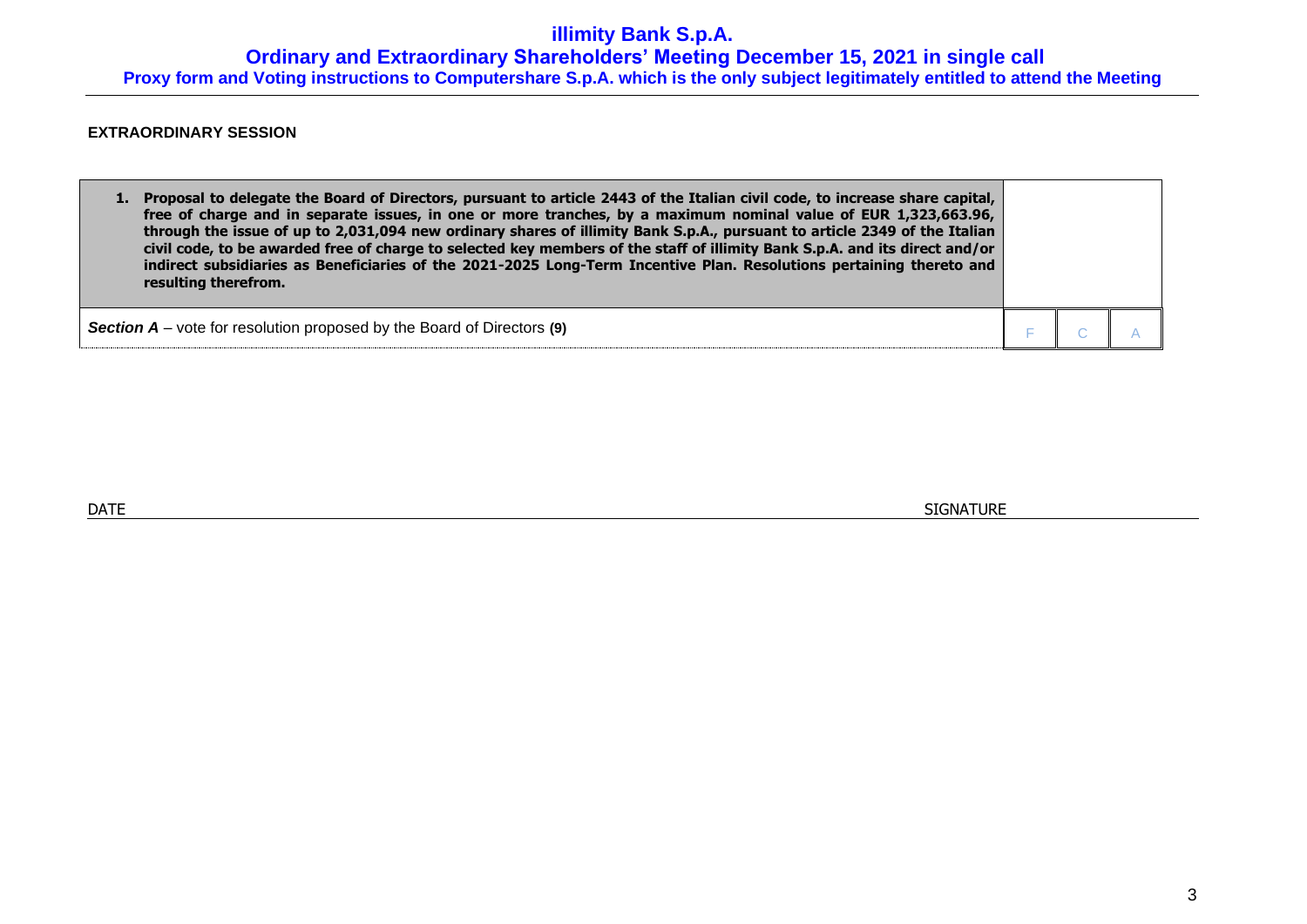**EXTRAORDINARY SESSION**

| **1. Proposal to delegate the Board of Directors, pursuant to article 2443 of the Italian civil code, to increase share capital, free of charge and in separate issues, in one or more tranches, by a maximum nominal value of EUR 1,323,663.96, through the issue of up to 2,031,094 new ordinary shares of illimity Bank S.p.A., pursuant to article 2349 of the Italian civil code, to be awarded free of charge to selected key members of the staff of illimity Bank S.p.A. and its direct and/or indirect subsidiaries as Beneficiaries of the 2021-2025 Long-Term Incentive Plan. Resolutions pertaining thereto and resulting therefrom.** | | | |
|---|---|---|---|
| ***Section A*** – vote for resolution proposed by the Board of Directors **(9)** | F | C | A |

DATE

SIGNATURE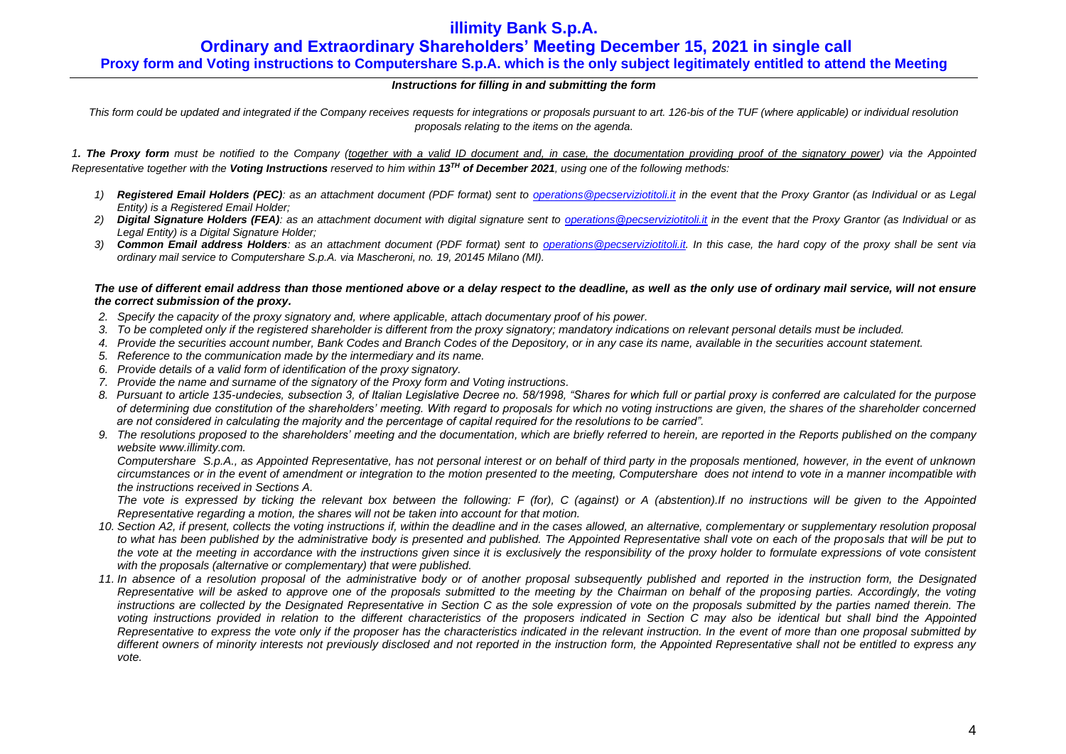# illimity Bank S.p.A.

## Ordinary and Extraordinary Shareholders' Meeting December 15, 2021 in single call

### Proxy form and Voting instructions to Computershare S.p.A. which is the only subject legitimately entitled to attend the Meeting

***Instructions for filling in and submitting the form***

*This form could be updated and integrated if the Company receives requests for integrations or proposals pursuant to art. 126-bis of the TUF (where applicable) or individual resolution proposals relating to the items on the agenda.*

*1. **The Proxy form** must be notified to the Company (together with a valid ID document and, in case, the documentation providing proof of the signatory power) via the Appointed Representative together with the **Voting Instructions** reserved to him within **13TH of December 2021**, using one of the following methods:*

1) ***Registered Email Holders (PEC)**: as an attachment document (PDF format) sent to operations@pecserviziotitoli.it in the event that the Proxy Grantor (as Individual or as Legal Entity) is a Registered Email Holder;*
2) ***Digital Signature Holders (FEA)**: as an attachment document with digital signature sent to operations@pecserviziotitoli.it in the event that the Proxy Grantor (as Individual or as Legal Entity) is a Digital Signature Holder;*
3) ***Common Email address Holders**: as an attachment document (PDF format) sent to operations@pecserviziotitoli.it. In this case, the hard copy of the proxy shall be sent via ordinary mail service to Computershare S.p.A. via Mascheroni, no. 19, 20145 Milano (MI).*

***The use of different email address than those mentioned above or a delay respect to the deadline, as well as the only use of ordinary mail service, will not ensure the correct submission of the proxy.***

2. *Specify the capacity of the proxy signatory and, where applicable, attach documentary proof of his power.*
3. *To be completed only if the registered shareholder is different from the proxy signatory; mandatory indications on relevant personal details must be included.*
4. *Provide the securities account number, Bank Codes and Branch Codes of the Depository, or in any case its name, available in the securities account statement.*
5. *Reference to the communication made by the intermediary and its name.*
6. *Provide details of a valid form of identification of the proxy signatory.*
7. *Provide the name and surname of the signatory of the Proxy form and Voting instructions.*
8. *Pursuant to article 135-undecies, subsection 3, of Italian Legislative Decree no. 58/1998, "Shares for which full or partial proxy is conferred are calculated for the purpose of determining due constitution of the shareholders' meeting. With regard to proposals for which no voting instructions are given, the shares of the shareholder concerned are not considered in calculating the majority and the percentage of capital required for the resolutions to be carried".*
9. *The resolutions proposed to the shareholders' meeting and the documentation, which are briefly referred to herein, are reported in the Reports published on the company website www.illimity.com.*

   *Computershare S.p.A., as Appointed Representative, has not personal interest or on behalf of third party in the proposals mentioned, however, in the event of unknown circumstances or in the event of amendment or integration to the motion presented to the meeting, Computershare does not intend to vote in a manner incompatible with the instructions received in Sections A.*

   *The vote is expressed by ticking the relevant box between the following: F (for), C (against) or A (abstention).If no instructions will be given to the Appointed Representative regarding a motion, the shares will not be taken into account for that motion.*
10. *Section A2, if present, collects the voting instructions if, within the deadline and in the cases allowed, an alternative, complementary or supplementary resolution proposal to what has been published by the administrative body is presented and published. The Appointed Representative shall vote on each of the proposals that will be put to the vote at the meeting in accordance with the instructions given since it is exclusively the responsibility of the proxy holder to formulate expressions of vote consistent with the proposals (alternative or complementary) that were published.*
11. *In absence of a resolution proposal of the administrative body or of another proposal subsequently published and reported in the instruction form, the Designated Representative will be asked to approve one of the proposals submitted to the meeting by the Chairman on behalf of the proposing parties. Accordingly, the voting instructions are collected by the Designated Representative in Section C as the sole expression of vote on the proposals submitted by the parties named therein. The voting instructions provided in relation to the different characteristics of the proposers indicated in Section C may also be identical but shall bind the Appointed Representative to express the vote only if the proposer has the characteristics indicated in the relevant instruction. In the event of more than one proposal submitted by different owners of minority interests not previously disclosed and not reported in the instruction form, the Appointed Representative shall not be entitled to express any vote.*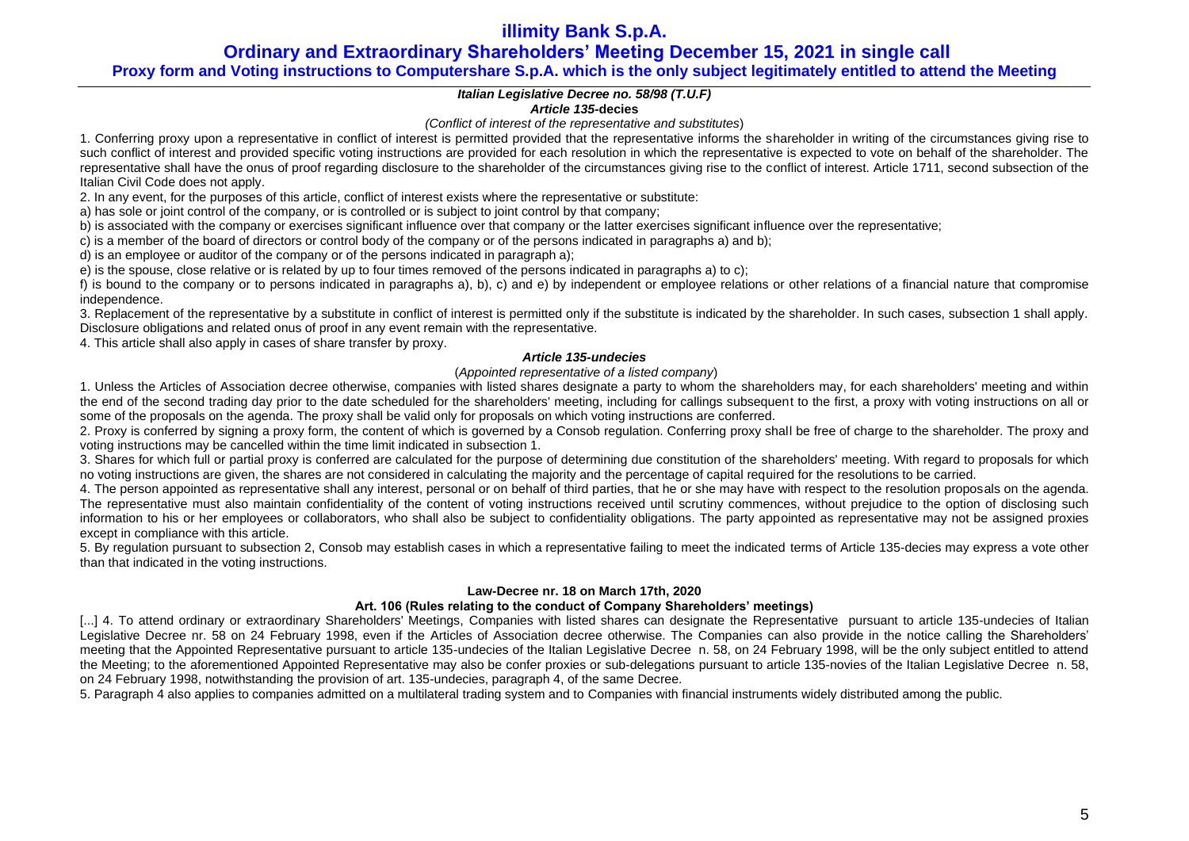# illimity Bank S.p.A.

## Ordinary and Extraordinary Shareholders' Meeting December 15, 2021 in single call

### Proxy form and Voting instructions to Computershare S.p.A. which is the only subject legitimately entitled to attend the Meeting

***Italian Legislative Decree no. 58/98 (T.U.F)***

***Article 135-*decies**

*(Conflict of interest of the representative and substitutes*)

1. Conferring proxy upon a representative in conflict of interest is permitted provided that the representative informs the shareholder in writing of the circumstances giving rise to such conflict of interest and provided specific voting instructions are provided for each resolution in which the representative is expected to vote on behalf of the shareholder. The representative shall have the onus of proof regarding disclosure to the shareholder of the circumstances giving rise to the conflict of interest. Article 1711, second subsection of the Italian Civil Code does not apply.

2. In any event, for the purposes of this article, conflict of interest exists where the representative or substitute:

a) has sole or joint control of the company, or is controlled or is subject to joint control by that company;

b) is associated with the company or exercises significant influence over that company or the latter exercises significant influence over the representative;

c) is a member of the board of directors or control body of the company or of the persons indicated in paragraphs a) and b);

d) is an employee or auditor of the company or of the persons indicated in paragraph a);

e) is the spouse, close relative or is related by up to four times removed of the persons indicated in paragraphs a) to c);

f) is bound to the company or to persons indicated in paragraphs a), b), c) and e) by independent or employee relations or other relations of a financial nature that compromise independence.

3. Replacement of the representative by a substitute in conflict of interest is permitted only if the substitute is indicated by the shareholder. In such cases, subsection 1 shall apply. Disclosure obligations and related onus of proof in any event remain with the representative.

4. This article shall also apply in cases of share transfer by proxy.

***Article 135-undecies***

(*Appointed representative of a listed company*)

1. Unless the Articles of Association decree otherwise, companies with listed shares designate a party to whom the shareholders may, for each shareholders' meeting and within the end of the second trading day prior to the date scheduled for the shareholders' meeting, including for callings subsequent to the first, a proxy with voting instructions on all or some of the proposals on the agenda. The proxy shall be valid only for proposals on which voting instructions are conferred.

2. Proxy is conferred by signing a proxy form, the content of which is governed by a Consob regulation. Conferring proxy shall be free of charge to the shareholder. The proxy and voting instructions may be cancelled within the time limit indicated in subsection 1.

3. Shares for which full or partial proxy is conferred are calculated for the purpose of determining due constitution of the shareholders' meeting. With regard to proposals for which no voting instructions are given, the shares are not considered in calculating the majority and the percentage of capital required for the resolutions to be carried.

4. The person appointed as representative shall any interest, personal or on behalf of third parties, that he or she may have with respect to the resolution proposals on the agenda. The representative must also maintain confidentiality of the content of voting instructions received until scrutiny commences, without prejudice to the option of disclosing such information to his or her employees or collaborators, who shall also be subject to confidentiality obligations. The party appointed as representative may not be assigned proxies except in compliance with this article.

5. By regulation pursuant to subsection 2, Consob may establish cases in which a representative failing to meet the indicated terms of Article 135-decies may express a vote other than that indicated in the voting instructions.

**Law-Decree nr. 18 on March 17th, 2020**

**Art. 106 (Rules relating to the conduct of Company Shareholders' meetings)**

[...] 4. To attend ordinary or extraordinary Shareholders' Meetings, Companies with listed shares can designate the Representative pursuant to article 135-undecies of Italian Legislative Decree nr. 58 on 24 February 1998, even if the Articles of Association decree otherwise. The Companies can also provide in the notice calling the Shareholders' meeting that the Appointed Representative pursuant to article 135-undecies of the Italian Legislative Decree n. 58, on 24 February 1998, will be the only subject entitled to attend the Meeting; to the aforementioned Appointed Representative may also be confer proxies or sub-delegations pursuant to article 135-novies of the Italian Legislative Decree n. 58, on 24 February 1998, notwithstanding the provision of art. 135-undecies, paragraph 4, of the same Decree.

5. Paragraph 4 also applies to companies admitted on a multilateral trading system and to Companies with financial instruments widely distributed among the public.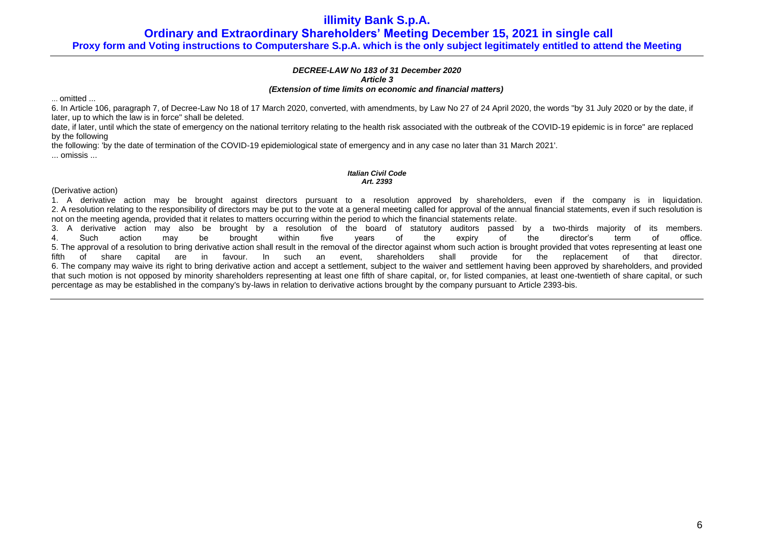#### *DECREE-LAW No 183 of 31 December 2020*
#### *Article 3*
#### *(Extension of time limits on economic and financial matters)*

... omitted ...

6. In Article 106, paragraph 7, of Decree-Law No 18 of 17 March 2020, converted, with amendments, by Law No 27 of 24 April 2020, the words "by 31 July 2020 or by the date, if later, up to which the law is in force" shall be deleted.

date, if later, until which the state of emergency on the national territory relating to the health risk associated with the outbreak of the COVID-19 epidemic is in force" are replaced by the following

the following: 'by the date of termination of the COVID-19 epidemiological state of emergency and in any case no later than 31 March 2021'.

... omissis ...

#### *Italian Civil Code*
#### *Art. 2393*

(Derivative action)

1. A derivative action may be brought against directors pursuant to a resolution approved by shareholders, even if the company is in liquidation.
2. A resolution relating to the responsibility of directors may be put to the vote at a general meeting called for approval of the annual financial statements, even if such resolution is not on the meeting agenda, provided that it relates to matters occurring within the period to which the financial statements relate.
3. A derivative action may also be brought by a resolution of the board of statutory auditors passed by a two-thirds majority of its members.
4. Such action may be brought within five years of the expiry of the director's term of office.
5. The approval of a resolution to bring derivative action shall result in the removal of the director against whom such action is brought provided that votes representing at least one fifth of share capital are in favour. In such an event, shareholders shall provide for the replacement of that director.
6. The company may waive its right to bring derivative action and accept a settlement, subject to the waiver and settlement having been approved by shareholders, and provided that such motion is not opposed by minority shareholders representing at least one fifth of share capital, or, for listed companies, at least one-twentieth of share capital, or such percentage as may be established in the company's by-laws in relation to derivative actions brought by the company pursuant to Article 2393-bis.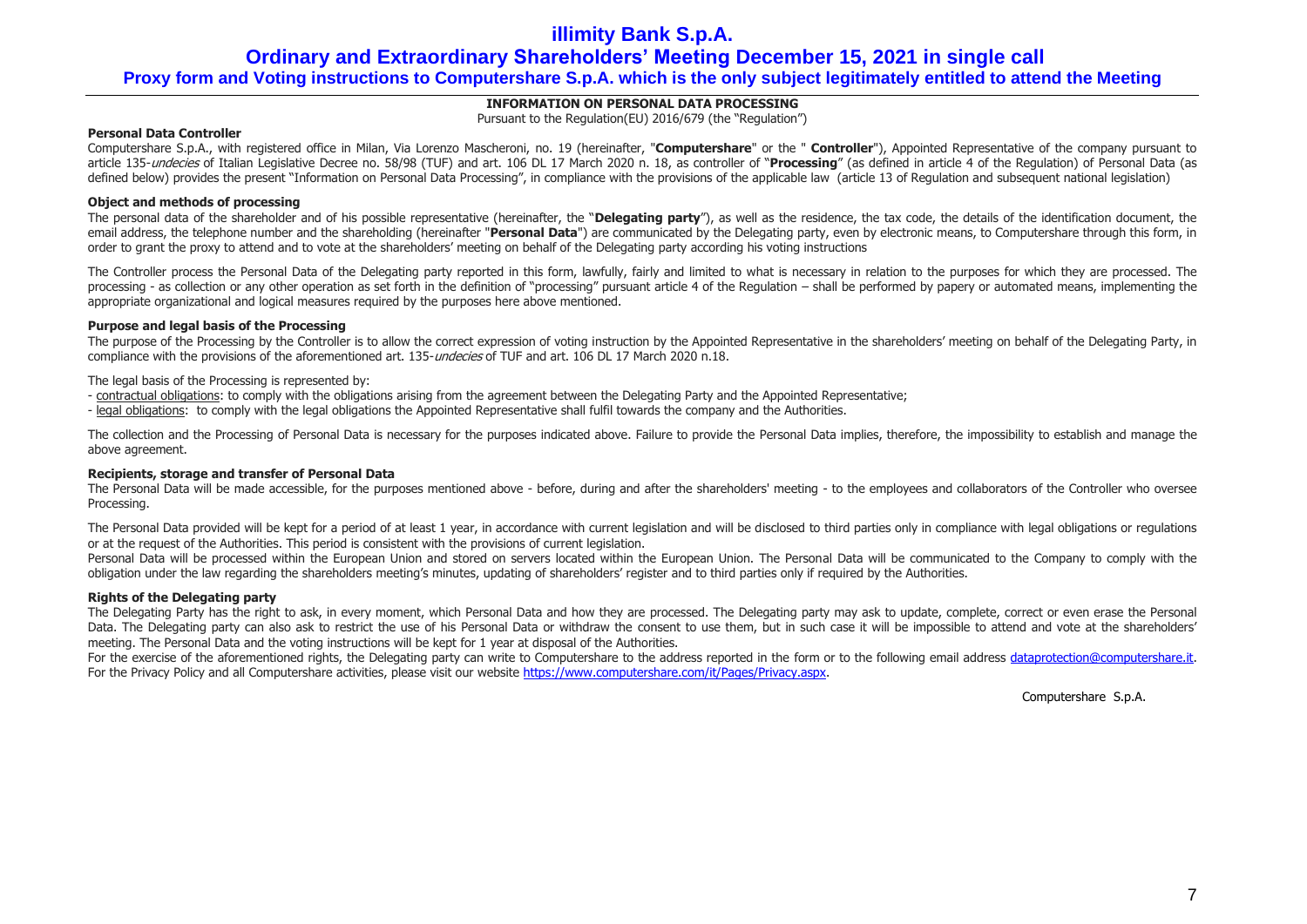# illimity Bank S.p.A.

## Ordinary and Extraordinary Shareholders' Meeting December 15, 2021 in single call

### Proxy form and Voting instructions to Computershare S.p.A. which is the only subject legitimately entitled to attend the Meeting

**INFORMATION ON PERSONAL DATA PROCESSING**

Pursuant to the Regulation(EU) 2016/679 (the "Regulation")

**Personal Data Controller**

Computershare S.p.A., with registered office in Milan, Via Lorenzo Mascheroni, no. 19 (hereinafter, "**Computershare**" or the " **Controller**"), Appointed Representative of the company pursuant to article 135-*undecies* of Italian Legislative Decree no. 58/98 (TUF) and art. 106 DL 17 March 2020 n. 18, as controller of "**Processing**" (as defined in article 4 of the Regulation) of Personal Data (as defined below) provides the present "Information on Personal Data Processing", in compliance with the provisions of the applicable law (article 13 of Regulation and subsequent national legislation)

**Object and methods of processing**

The personal data of the shareholder and of his possible representative (hereinafter, the "**Delegating party**"), as well as the residence, the tax code, the details of the identification document, the email address, the telephone number and the shareholding (hereinafter "**Personal Data**") are communicated by the Delegating party, even by electronic means, to Computershare through this form, in order to grant the proxy to attend and to vote at the shareholders' meeting on behalf of the Delegating party according his voting instructions

The Controller process the Personal Data of the Delegating party reported in this form, lawfully, fairly and limited to what is necessary in relation to the purposes for which they are processed. The processing - as collection or any other operation as set forth in the definition of "processing" pursuant article 4 of the Regulation – shall be performed by papery or automated means, implementing the appropriate organizational and logical measures required by the purposes here above mentioned.

**Purpose and legal basis of the Processing**

The purpose of the Processing by the Controller is to allow the correct expression of voting instruction by the Appointed Representative in the shareholders' meeting on behalf of the Delegating Party, in compliance with the provisions of the aforementioned art. 135-*undecies* of TUF and art. 106 DL 17 March 2020 n.18.

The legal basis of the Processing is represented by:

- contractual obligations: to comply with the obligations arising from the agreement between the Delegating Party and the Appointed Representative;
- legal obligations: to comply with the legal obligations the Appointed Representative shall fulfil towards the company and the Authorities.

The collection and the Processing of Personal Data is necessary for the purposes indicated above. Failure to provide the Personal Data implies, therefore, the impossibility to establish and manage the above agreement.

**Recipients, storage and transfer of Personal Data**

The Personal Data will be made accessible, for the purposes mentioned above - before, during and after the shareholders' meeting - to the employees and collaborators of the Controller who oversee Processing.

The Personal Data provided will be kept for a period of at least 1 year, in accordance with current legislation and will be disclosed to third parties only in compliance with legal obligations or regulations or at the request of the Authorities. This period is consistent with the provisions of current legislation.

Personal Data will be processed within the European Union and stored on servers located within the European Union. The Personal Data will be communicated to the Company to comply with the obligation under the law regarding the shareholders meeting's minutes, updating of shareholders' register and to third parties only if required by the Authorities.

**Rights of the Delegating party**

The Delegating Party has the right to ask, in every moment, which Personal Data and how they are processed. The Delegating party may ask to update, complete, correct or even erase the Personal Data. The Delegating party can also ask to restrict the use of his Personal Data or withdraw the consent to use them, but in such case it will be impossible to attend and vote at the shareholders' meeting. The Personal Data and the voting instructions will be kept for 1 year at disposal of the Authorities.

For the exercise of the aforementioned rights, the Delegating party can write to Computershare to the address reported in the form or to the following email address dataprotection@computershare.it.
For the Privacy Policy and all Computershare activities, please visit our website https://www.computershare.com/it/Pages/Privacy.aspx.

Computershare S.p.A.